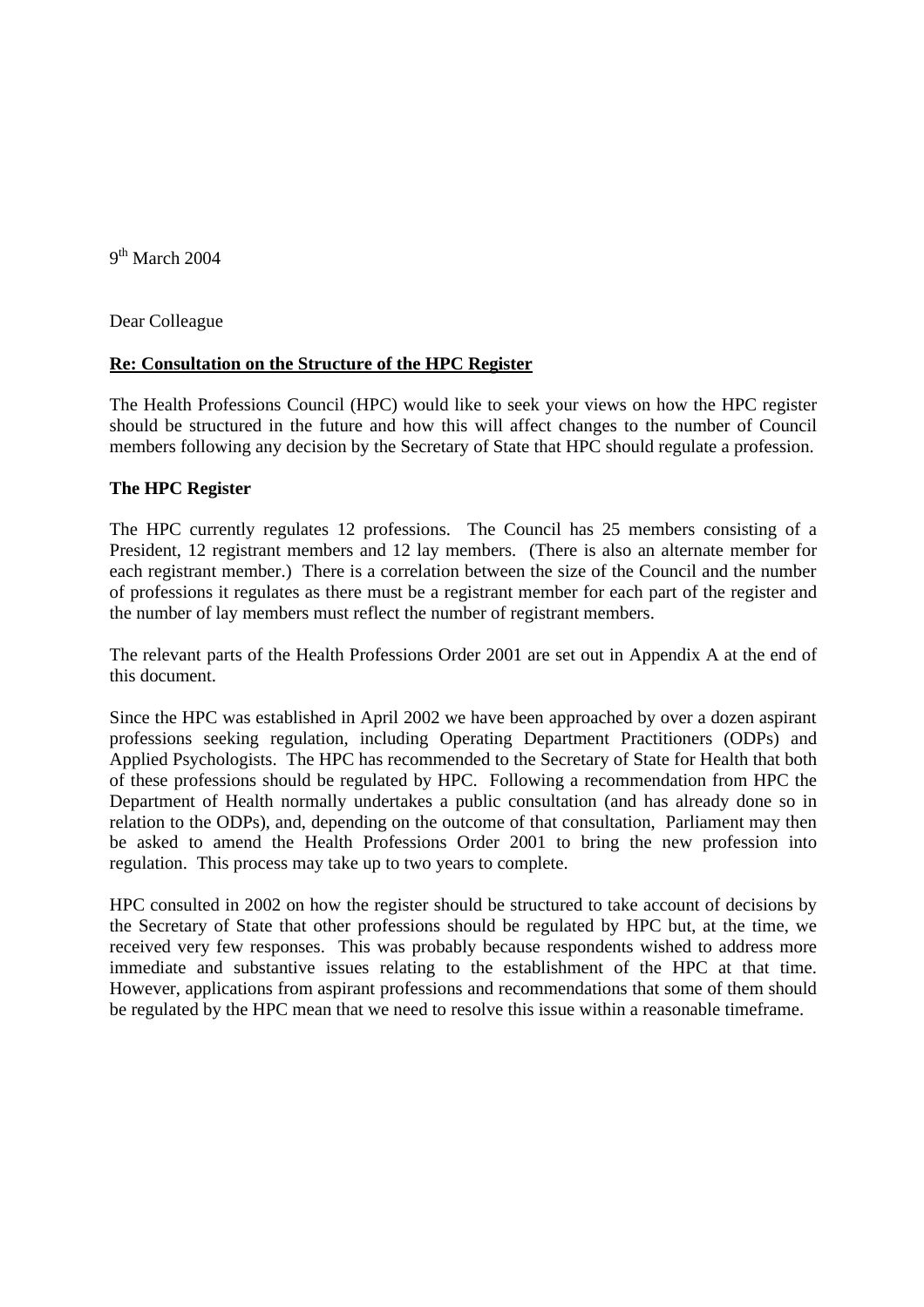9th March 2004

Dear Colleague

**Re: Consultation on the Structure of the HPC Register**

The Health Professions Council (HPC) would like to seek your views on how the HPC register should be structured in the future and how this will affect changes to the number of Council members following any decision by the Secretary of State that HPC should regulate a profession.

**The HPC Register**

The HPC currently regulates 12 professions. The Council has 25 members consisting of a President, 12 registrant members and 12 lay members. (There is also an alternate member for each registrant member.) There is a correlation between the size of the Council and the number of professions it regulates as there must be a registrant member for each part of the register and the number of lay members must reflect the number of registrant members.

The relevant parts of the Health Professions Order 2001 are set out in Appendix A at the end of this document.

Since the HPC was established in April 2002 we have been approached by over a dozen aspirant professions seeking regulation, including Operating Department Practitioners (ODPs) and Applied Psychologists. The HPC has recommended to the Secretary of State for Health that both of these professions should be regulated by HPC. Following a recommendation from HPC the Department of Health normally undertakes a public consultation (and has already done so in relation to the ODPs), and, depending on the outcome of that consultation, Parliament may then be asked to amend the Health Professions Order 2001 to bring the new profession into regulation. This process may take up to two years to complete.

HPC consulted in 2002 on how the register should be structured to take account of decisions by the Secretary of State that other professions should be regulated by HPC but, at the time, we received very few responses. This was probably because respondents wished to address more immediate and substantive issues relating to the establishment of the HPC at that time. However, applications from aspirant professions and recommendations that some of them should be regulated by the HPC mean that we need to resolve this issue within a reasonable timeframe.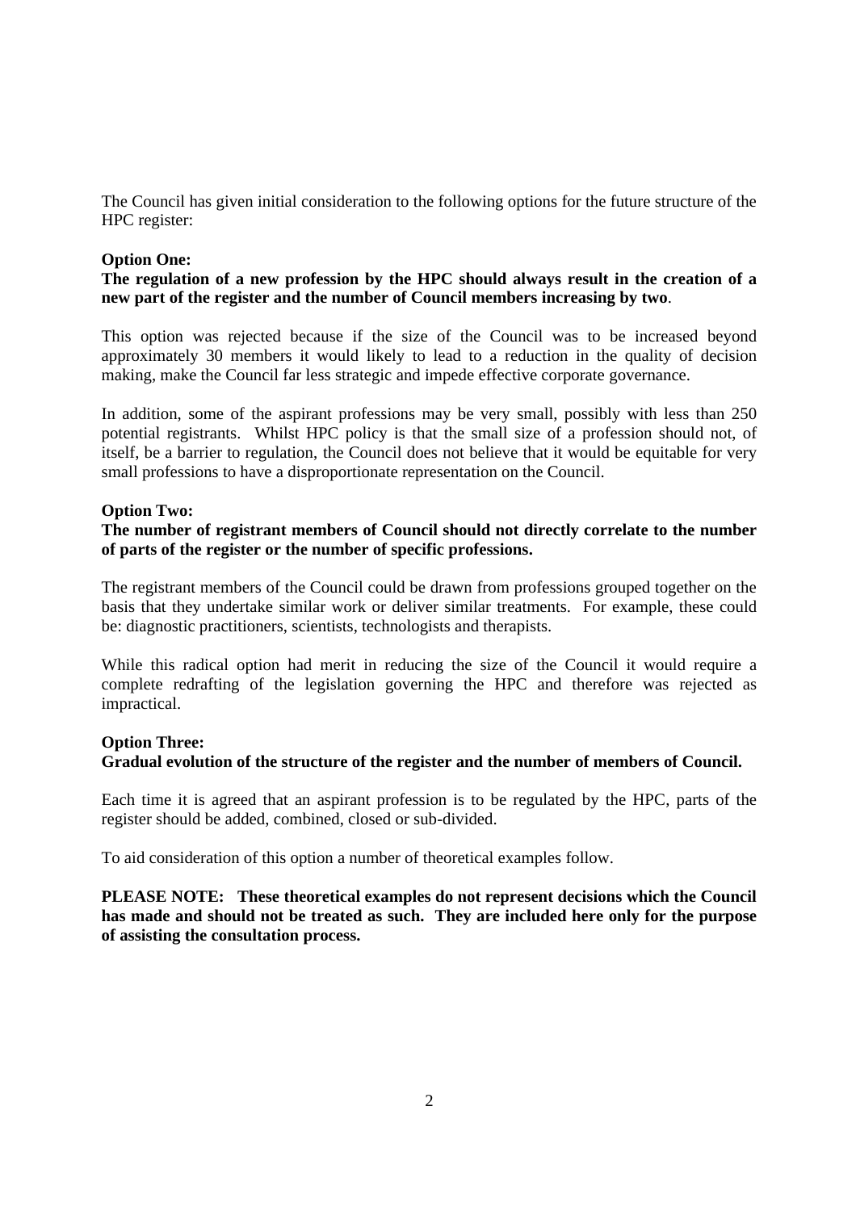The Council has given initial consideration to the following options for the future structure of the HPC register:

**Option One:**
**The regulation of a new profession by the HPC should always result in the creation of a new part of the register and the number of Council members increasing by two**.

This option was rejected because if the size of the Council was to be increased beyond approximately 30 members it would likely to lead to a reduction in the quality of decision making, make the Council far less strategic and impede effective corporate governance.

In addition, some of the aspirant professions may be very small, possibly with less than 250 potential registrants. Whilst HPC policy is that the small size of a profession should not, of itself, be a barrier to regulation, the Council does not believe that it would be equitable for very small professions to have a disproportionate representation on the Council.

**Option Two:**
**The number of registrant members of Council should not directly correlate to the number of parts of the register or the number of specific professions.**

The registrant members of the Council could be drawn from professions grouped together on the basis that they undertake similar work or deliver similar treatments. For example, these could be: diagnostic practitioners, scientists, technologists and therapists.

While this radical option had merit in reducing the size of the Council it would require a complete redrafting of the legislation governing the HPC and therefore was rejected as impractical.

**Option Three:**
**Gradual evolution of the structure of the register and the number of members of Council.**

Each time it is agreed that an aspirant profession is to be regulated by the HPC, parts of the register should be added, combined, closed or sub-divided.

To aid consideration of this option a number of theoretical examples follow.

**PLEASE NOTE: These theoretical examples do not represent decisions which the Council has made and should not be treated as such. They are included here only for the purpose of assisting the consultation process.**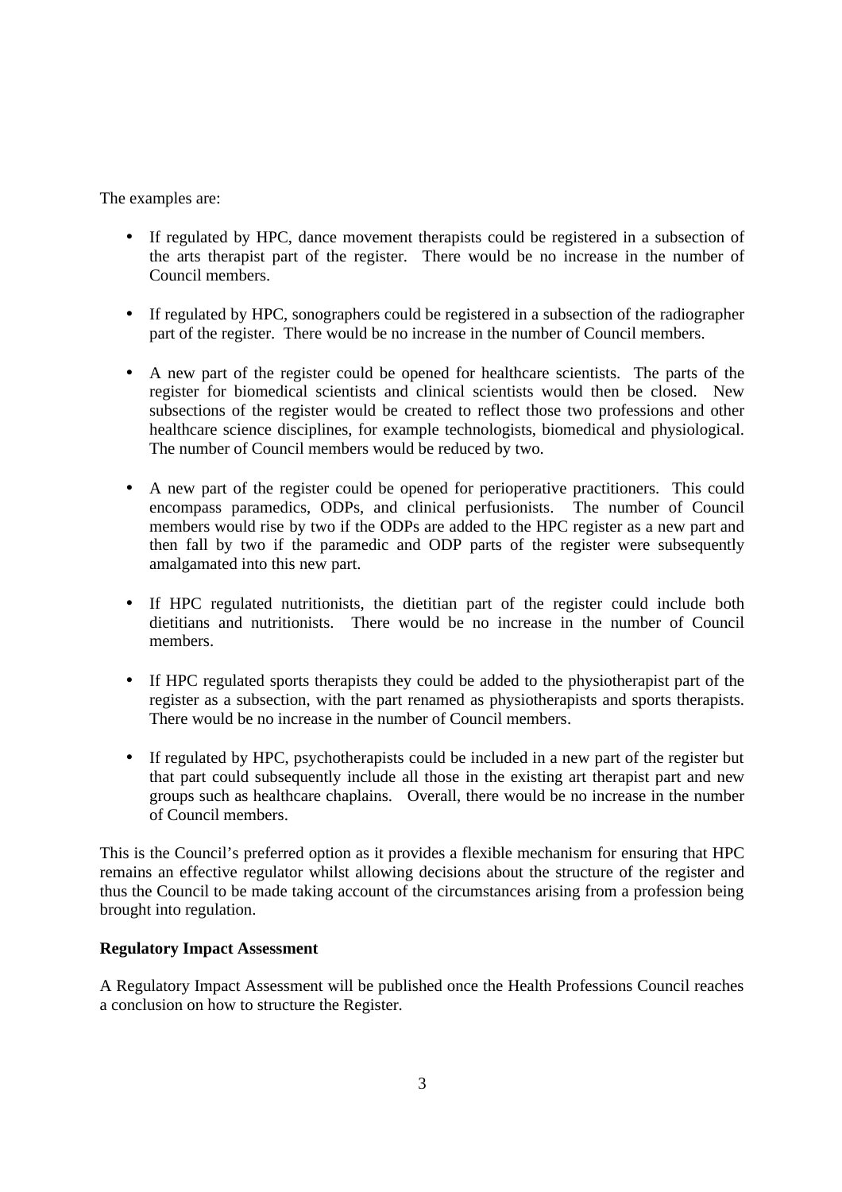The examples are:

- If regulated by HPC, dance movement therapists could be registered in a subsection of the arts therapist part of the register. There would be no increase in the number of Council members.
- If regulated by HPC, sonographers could be registered in a subsection of the radiographer part of the register. There would be no increase in the number of Council members.
- A new part of the register could be opened for healthcare scientists. The parts of the register for biomedical scientists and clinical scientists would then be closed. New subsections of the register would be created to reflect those two professions and other healthcare science disciplines, for example technologists, biomedical and physiological. The number of Council members would be reduced by two.
- A new part of the register could be opened for perioperative practitioners. This could encompass paramedics, ODPs, and clinical perfusionists. The number of Council members would rise by two if the ODPs are added to the HPC register as a new part and then fall by two if the paramedic and ODP parts of the register were subsequently amalgamated into this new part.
- If HPC regulated nutritionists, the dietitian part of the register could include both dietitians and nutritionists. There would be no increase in the number of Council members.
- If HPC regulated sports therapists they could be added to the physiotherapist part of the register as a subsection, with the part renamed as physiotherapists and sports therapists. There would be no increase in the number of Council members.
- If regulated by HPC, psychotherapists could be included in a new part of the register but that part could subsequently include all those in the existing art therapist part and new groups such as healthcare chaplains. Overall, there would be no increase in the number of Council members.

This is the Council's preferred option as it provides a flexible mechanism for ensuring that HPC remains an effective regulator whilst allowing decisions about the structure of the register and thus the Council to be made taking account of the circumstances arising from a profession being brought into regulation.

**Regulatory Impact Assessment**

A Regulatory Impact Assessment will be published once the Health Professions Council reaches a conclusion on how to structure the Register.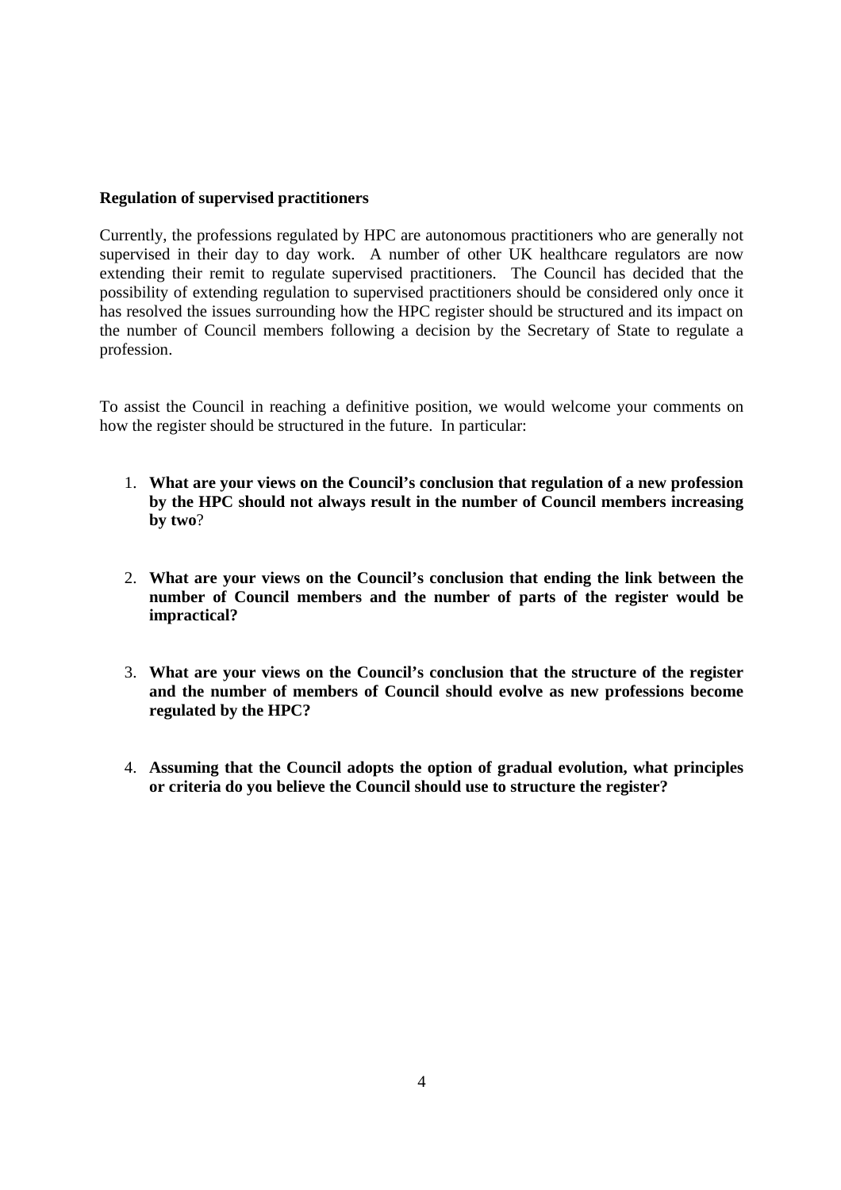**Regulation of supervised practitioners**

Currently, the professions regulated by HPC are autonomous practitioners who are generally not supervised in their day to day work. A number of other UK healthcare regulators are now extending their remit to regulate supervised practitioners. The Council has decided that the possibility of extending regulation to supervised practitioners should be considered only once it has resolved the issues surrounding how the HPC register should be structured and its impact on the number of Council members following a decision by the Secretary of State to regulate a profession.

To assist the Council in reaching a definitive position, we would welcome your comments on how the register should be structured in the future. In particular:

1. **What are your views on the Council's conclusion that regulation of a new profession by the HPC should not always result in the number of Council members increasing by two**?

2. **What are your views on the Council's conclusion that ending the link between the number of Council members and the number of parts of the register would be impractical?**

3. **What are your views on the Council's conclusion that the structure of the register and the number of members of Council should evolve as new professions become regulated by the HPC?**

4. **Assuming that the Council adopts the option of gradual evolution, what principles or criteria do you believe the Council should use to structure the register?**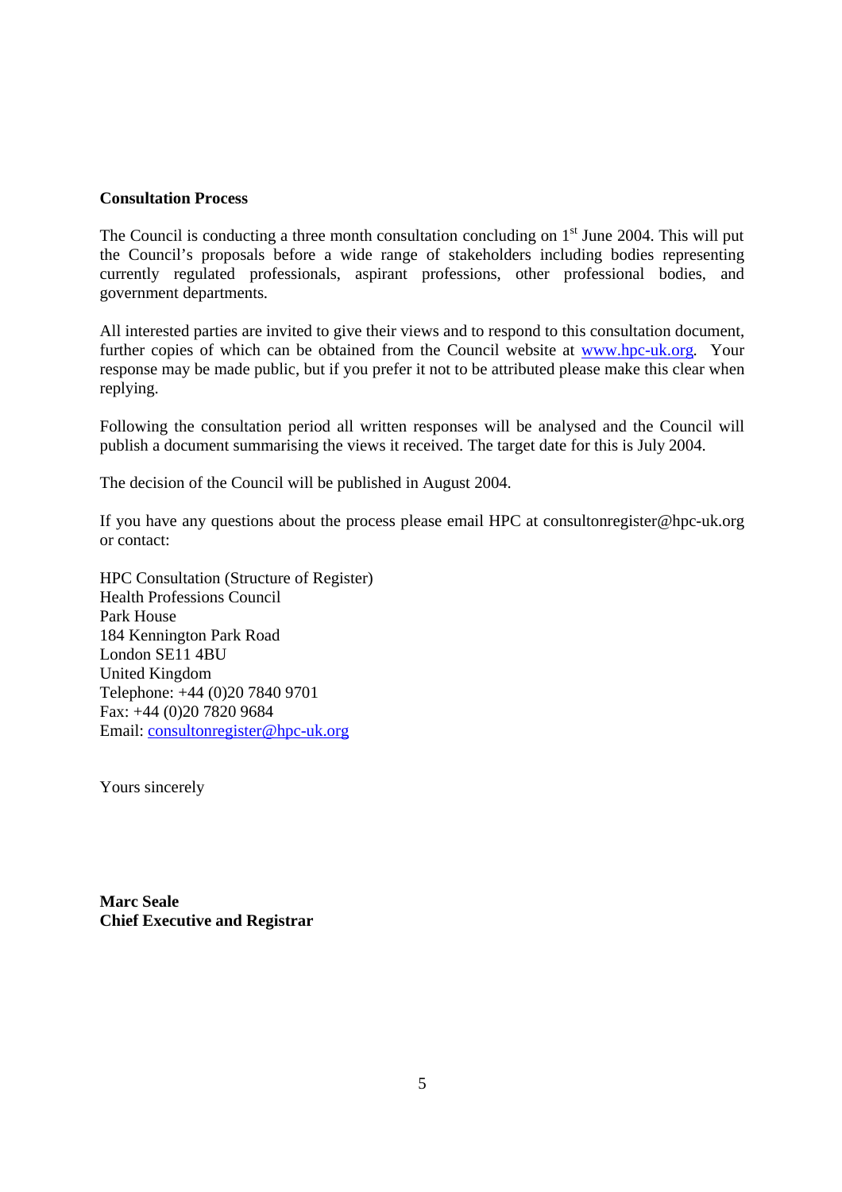**Consultation Process**

The Council is conducting a three month consultation concluding on 1st June 2004. This will put the Council's proposals before a wide range of stakeholders including bodies representing currently regulated professionals, aspirant professions, other professional bodies, and government departments.

All interested parties are invited to give their views and to respond to this consultation document, further copies of which can be obtained from the Council website at www.hpc-uk.org. Your response may be made public, but if you prefer it not to be attributed please make this clear when replying.

Following the consultation period all written responses will be analysed and the Council will publish a document summarising the views it received. The target date for this is July 2004.

The decision of the Council will be published in August 2004.

If you have any questions about the process please email HPC at consultonregister@hpc-uk.org or contact:

HPC Consultation (Structure of Register)
Health Professions Council
Park House
184 Kennington Park Road
London SE11 4BU
United Kingdom
Telephone: +44 (0)20 7840 9701
Fax: +44 (0)20 7820 9684
Email: consultonregister@hpc-uk.org

Yours sincerely

**Marc Seale**
**Chief Executive and Registrar**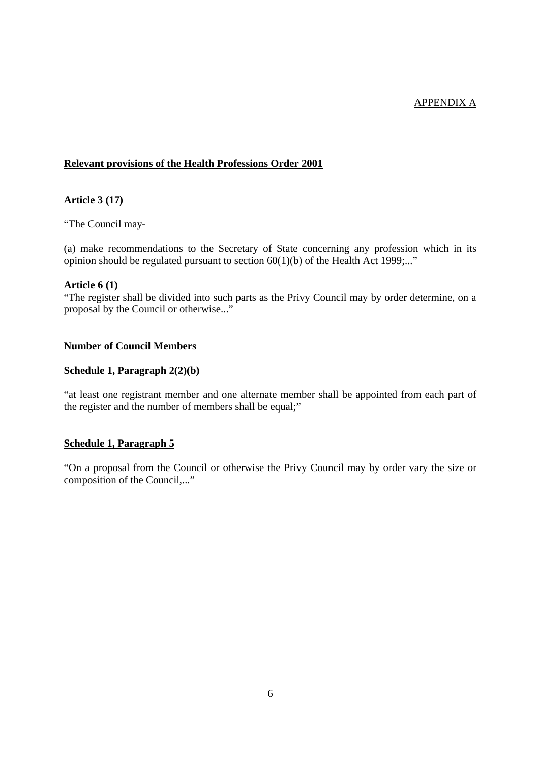APPENDIX A

## Relevant provisions of the Health Professions Order 2001

### Article 3 (17)

"The Council may-

(a) make recommendations to the Secretary of State concerning any profession which in its opinion should be regulated pursuant to section 60(1)(b) of the Health Act 1999;..."

### Article 6 (1)

"The register shall be divided into such parts as the Privy Council may by order determine, on a proposal by the Council or otherwise..."

## Number of Council Members

### Schedule 1, Paragraph 2(2)(b)

"at least one registrant member and one alternate member shall be appointed from each part of the register and the number of members shall be equal;"

## Schedule 1, Paragraph 5

"On a proposal from the Council or otherwise the Privy Council may by order vary the size or composition of the Council,..."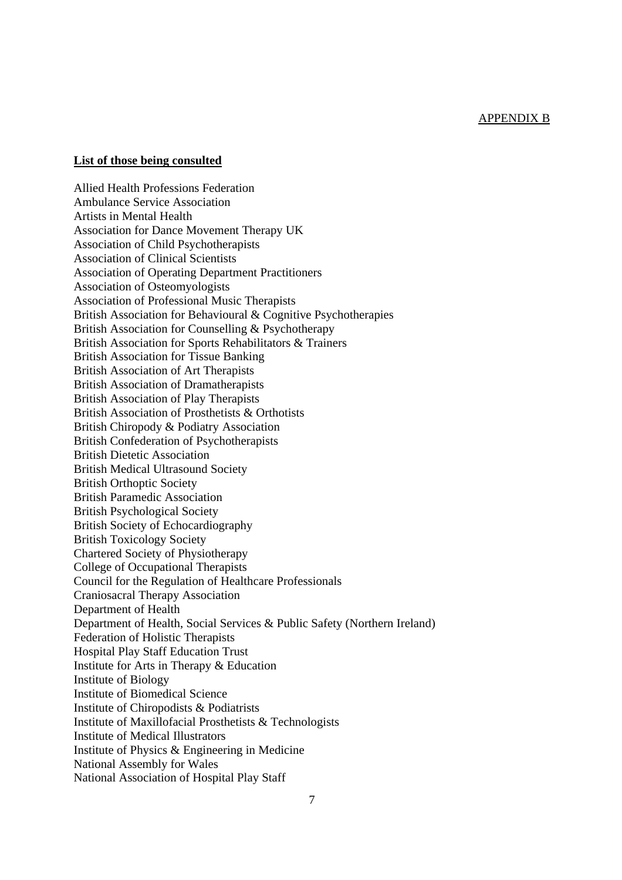APPENDIX B

**List of those being consulted**

Allied Health Professions Federation
Ambulance Service Association
Artists in Mental Health
Association for Dance Movement Therapy UK
Association of Child Psychotherapists
Association of Clinical Scientists
Association of Operating Department Practitioners
Association of Osteomyologists
Association of Professional Music Therapists
British Association for Behavioural & Cognitive Psychotherapies
British Association for Counselling & Psychotherapy
British Association for Sports Rehabilitators & Trainers
British Association for Tissue Banking
British Association of Art Therapists
British Association of Dramatherapists
British Association of Play Therapists
British Association of Prosthetists & Orthotists
British Chiropody & Podiatry Association
British Confederation of Psychotherapists
British Dietetic Association
British Medical Ultrasound Society
British Orthoptic Society
British Paramedic Association
British Psychological Society
British Society of Echocardiography
British Toxicology Society
Chartered Society of Physiotherapy
College of Occupational Therapists
Council for the Regulation of Healthcare Professionals
Craniosacral Therapy Association
Department of Health
Department of Health, Social Services & Public Safety (Northern Ireland)
Federation of Holistic Therapists
Hospital Play Staff Education Trust
Institute for Arts in Therapy & Education
Institute of Biology
Institute of Biomedical Science
Institute of Chiropodists & Podiatrists
Institute of Maxillofacial Prosthetists & Technologists
Institute of Medical Illustrators
Institute of Physics & Engineering in Medicine
National Assembly for Wales
National Association of Hospital Play Staff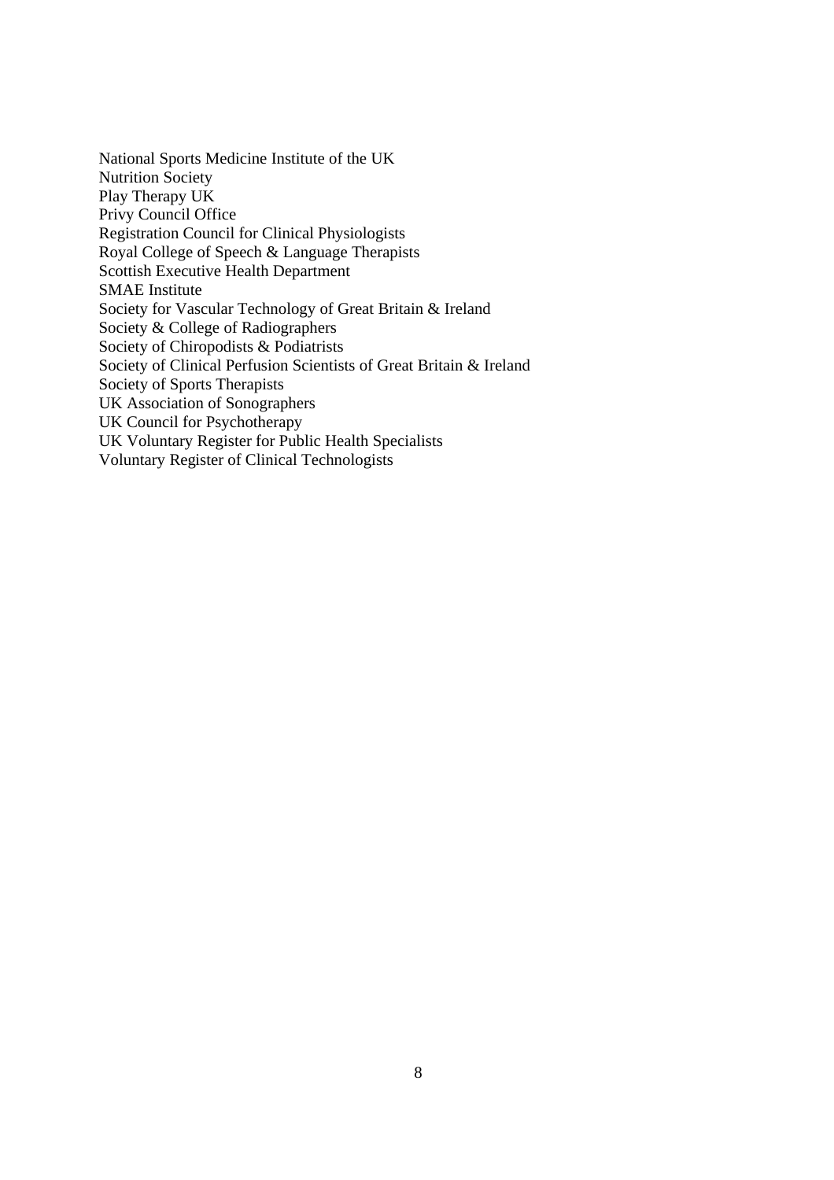National Sports Medicine Institute of the UK
Nutrition Society
Play Therapy UK
Privy Council Office
Registration Council for Clinical Physiologists
Royal College of Speech & Language Therapists
Scottish Executive Health Department
SMAE Institute
Society for Vascular Technology of Great Britain & Ireland
Society & College of Radiographers
Society of Chiropodists & Podiatrists
Society of Clinical Perfusion Scientists of Great Britain & Ireland
Society of Sports Therapists
UK Association of Sonographers
UK Council for Psychotherapy
UK Voluntary Register for Public Health Specialists
Voluntary Register of Clinical Technologists